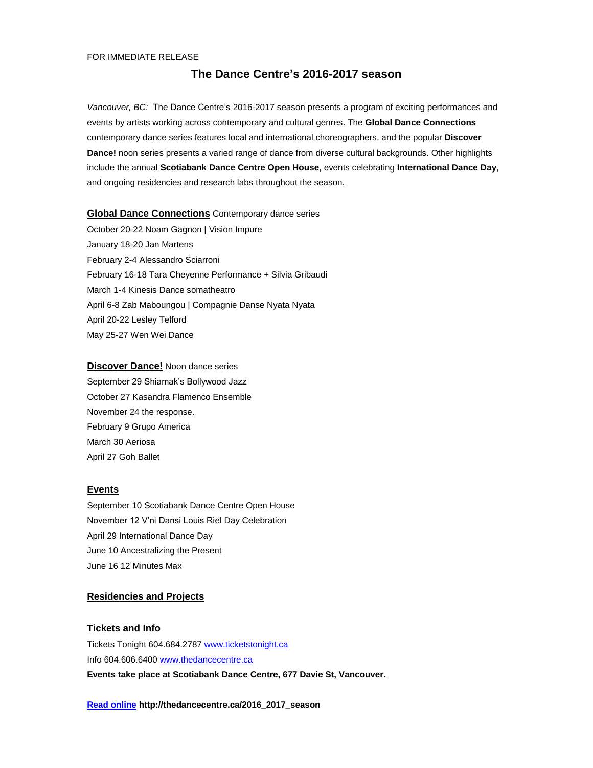FOR IMMEDIATE RELEASE

# The Dance Centre's 2016-2017 season

*Vancouver, BC:* The Dance Centre's 2016-2017 season presents a program of exciting performances and events by artists working across contemporary and cultural genres. The **Global Dance Connections** contemporary dance series features local and international choreographers, and the popular **Discover Dance!** noon series presents a varied range of dance from diverse cultural backgrounds. Other highlights include the annual **Scotiabank Dance Centre Open House**, events celebrating **International Dance Day**, and ongoing residencies and research labs throughout the season.

**Global Dance Connections** Contemporary dance series

October 20-22 Noam Gagnon | Vision Impure
January 18-20 Jan Martens
February 2-4 Alessandro Sciarroni
February 16-18 Tara Cheyenne Performance + Silvia Gribaudi
March 1-4 Kinesis Dance somatheatro
April 6-8 Zab Maboungou | Compagnie Danse Nyata Nyata
April 20-22 Lesley Telford
May 25-27 Wen Wei Dance

**Discover Dance!** Noon dance series

September 29 Shiamak's Bollywood Jazz
October 27 Kasandra Flamenco Ensemble
November 24 the response.
February 9 Grupo America
March 30 Aeriosa
April 27 Goh Ballet

## Events

September 10 Scotiabank Dance Centre Open House
November 12 V'ni Dansi Louis Riel Day Celebration
April 29 International Dance Day
June 10 Ancestralizing the Present
June 16 12 Minutes Max

## Residencies and Projects

### Tickets and Info

Tickets Tonight 604.684.2787 www.ticketstonight.ca
Info 604.606.6400 www.thedancecentre.ca
**Events take place at Scotiabank Dance Centre, 677 Davie St, Vancouver.**

**Read online http://thedancecentre.ca/2016_2017_season**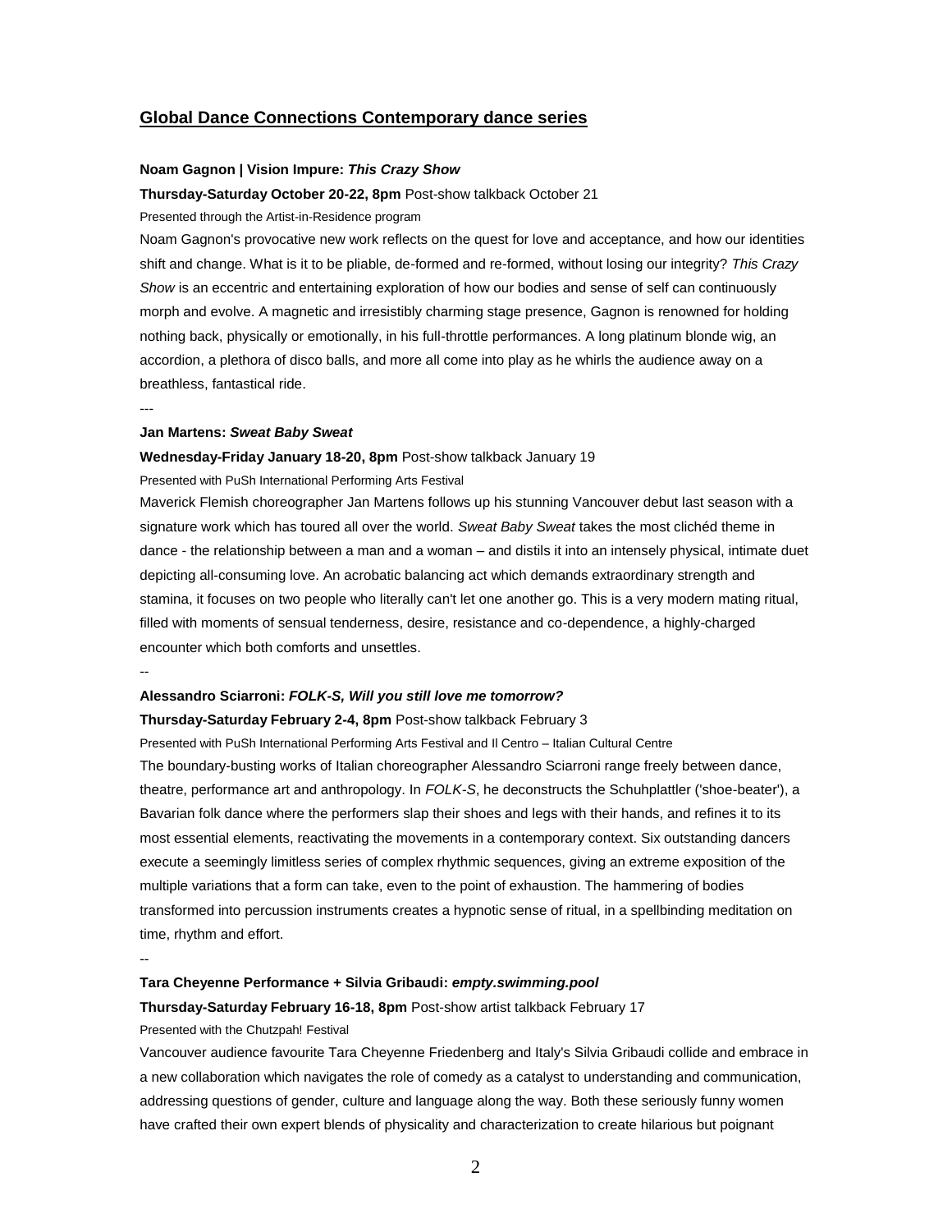## Global Dance Connections Contemporary dance series

**Noam Gagnon | Vision Impure: *This Crazy Show***

**Thursday-Saturday October 20-22, 8pm** Post-show talkback October 21

Presented through the Artist-in-Residence program

Noam Gagnon's provocative new work reflects on the quest for love and acceptance, and how our identities shift and change. What is it to be pliable, de-formed and re-formed, without losing our integrity? *This Crazy Show* is an eccentric and entertaining exploration of how our bodies and sense of self can continuously morph and evolve. A magnetic and irresistibly charming stage presence, Gagnon is renowned for holding nothing back, physically or emotionally, in his full-throttle performances. A long platinum blonde wig, an accordion, a plethora of disco balls, and more all come into play as he whirls the audience away on a breathless, fantastical ride.

---

**Jan Martens: *Sweat Baby Sweat***

**Wednesday-Friday January 18-20, 8pm** Post-show talkback January 19

Presented with PuSh International Performing Arts Festival

Maverick Flemish choreographer Jan Martens follows up his stunning Vancouver debut last season with a signature work which has toured all over the world. *Sweat Baby Sweat* takes the most clichéd theme in dance - the relationship between a man and a woman – and distils it into an intensely physical, intimate duet depicting all-consuming love. An acrobatic balancing act which demands extraordinary strength and stamina, it focuses on two people who literally can't let one another go. This is a very modern mating ritual, filled with moments of sensual tenderness, desire, resistance and co-dependence, a highly-charged encounter which both comforts and unsettles.

--

**Alessandro Sciarroni: *FOLK-S, Will you still love me tomorrow?***

**Thursday-Saturday February 2-4, 8pm** Post-show talkback February 3

Presented with PuSh International Performing Arts Festival and Il Centro – Italian Cultural Centre

The boundary-busting works of Italian choreographer Alessandro Sciarroni range freely between dance, theatre, performance art and anthropology. In *FOLK-S*, he deconstructs the Schuhplattler ('shoe-beater'), a Bavarian folk dance where the performers slap their shoes and legs with their hands, and refines it to its most essential elements, reactivating the movements in a contemporary context. Six outstanding dancers execute a seemingly limitless series of complex rhythmic sequences, giving an extreme exposition of the multiple variations that a form can take, even to the point of exhaustion. The hammering of bodies transformed into percussion instruments creates a hypnotic sense of ritual, in a spellbinding meditation on time, rhythm and effort.

--

**Tara Cheyenne Performance + Silvia Gribaudi: *empty.swimming.pool***

**Thursday-Saturday February 16-18, 8pm** Post-show artist talkback February 17

Presented with the Chutzpah! Festival

Vancouver audience favourite Tara Cheyenne Friedenberg and Italy's Silvia Gribaudi collide and embrace in a new collaboration which navigates the role of comedy as a catalyst to understanding and communication, addressing questions of gender, culture and language along the way. Both these seriously funny women have crafted their own expert blends of physicality and characterization to create hilarious but poignant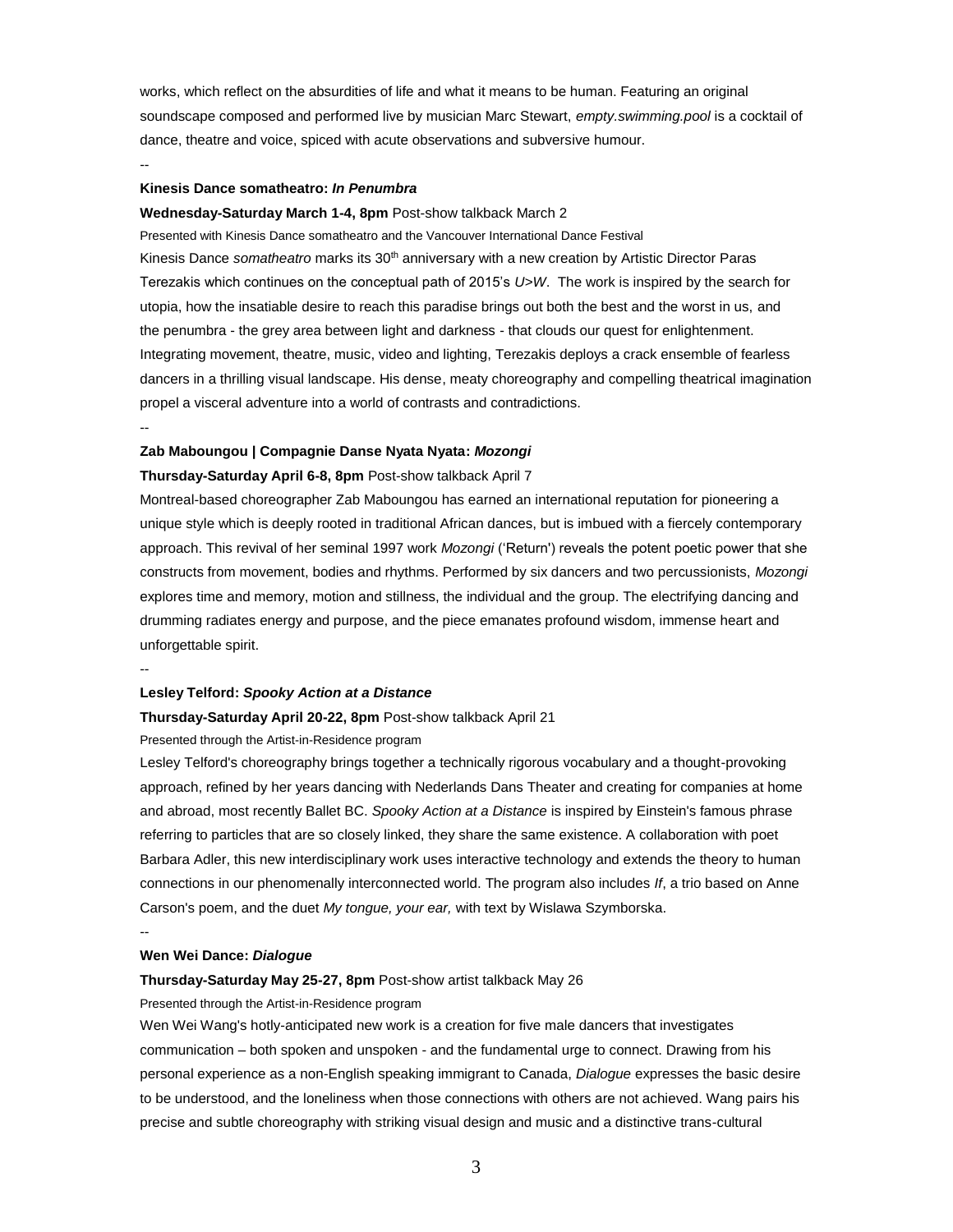works, which reflect on the absurdities of life and what it means to be human. Featuring an original soundscape composed and performed live by musician Marc Stewart, *empty.swimming.pool* is a cocktail of dance, theatre and voice, spiced with acute observations and subversive humour.

--

**Kinesis Dance somatheatro: *In Penumbra***

**Wednesday-Saturday March 1-4, 8pm** Post-show talkback March 2

Presented with Kinesis Dance somatheatro and the Vancouver International Dance Festival

Kinesis Dance *somatheatro* marks its 30th anniversary with a new creation by Artistic Director Paras Terezakis which continues on the conceptual path of 2015's *U>W*. The work is inspired by the search for utopia, how the insatiable desire to reach this paradise brings out both the best and the worst in us, and the penumbra - the grey area between light and darkness - that clouds our quest for enlightenment. Integrating movement, theatre, music, video and lighting, Terezakis deploys a crack ensemble of fearless dancers in a thrilling visual landscape. His dense, meaty choreography and compelling theatrical imagination propel a visceral adventure into a world of contrasts and contradictions.

--

**Zab Maboungou | Compagnie Danse Nyata Nyata: *Mozongi***

**Thursday-Saturday April 6-8, 8pm** Post-show talkback April 7

Montreal-based choreographer Zab Maboungou has earned an international reputation for pioneering a unique style which is deeply rooted in traditional African dances, but is imbued with a fiercely contemporary approach. This revival of her seminal 1997 work *Mozongi* ('Return') reveals the potent poetic power that she constructs from movement, bodies and rhythms. Performed by six dancers and two percussionists, *Mozongi* explores time and memory, motion and stillness, the individual and the group. The electrifying dancing and drumming radiates energy and purpose, and the piece emanates profound wisdom, immense heart and unforgettable spirit.

--

**Lesley Telford: *Spooky Action at a Distance***

**Thursday-Saturday April 20-22, 8pm** Post-show talkback April 21

Presented through the Artist-in-Residence program

Lesley Telford's choreography brings together a technically rigorous vocabulary and a thought-provoking approach, refined by her years dancing with Nederlands Dans Theater and creating for companies at home and abroad, most recently Ballet BC. *Spooky Action at a Distance* is inspired by Einstein's famous phrase referring to particles that are so closely linked, they share the same existence. A collaboration with poet Barbara Adler, this new interdisciplinary work uses interactive technology and extends the theory to human connections in our phenomenally interconnected world. The program also includes *If*, a trio based on Anne Carson's poem, and the duet *My tongue, your ear,* with text by Wislawa Szymborska.

--

**Wen Wei Dance: *Dialogue***

**Thursday-Saturday May 25-27, 8pm** Post-show artist talkback May 26

Presented through the Artist-in-Residence program

Wen Wei Wang's hotly-anticipated new work is a creation for five male dancers that investigates communication – both spoken and unspoken - and the fundamental urge to connect. Drawing from his personal experience as a non-English speaking immigrant to Canada, *Dialogue* expresses the basic desire to be understood, and the loneliness when those connections with others are not achieved. Wang pairs his precise and subtle choreography with striking visual design and music and a distinctive trans-cultural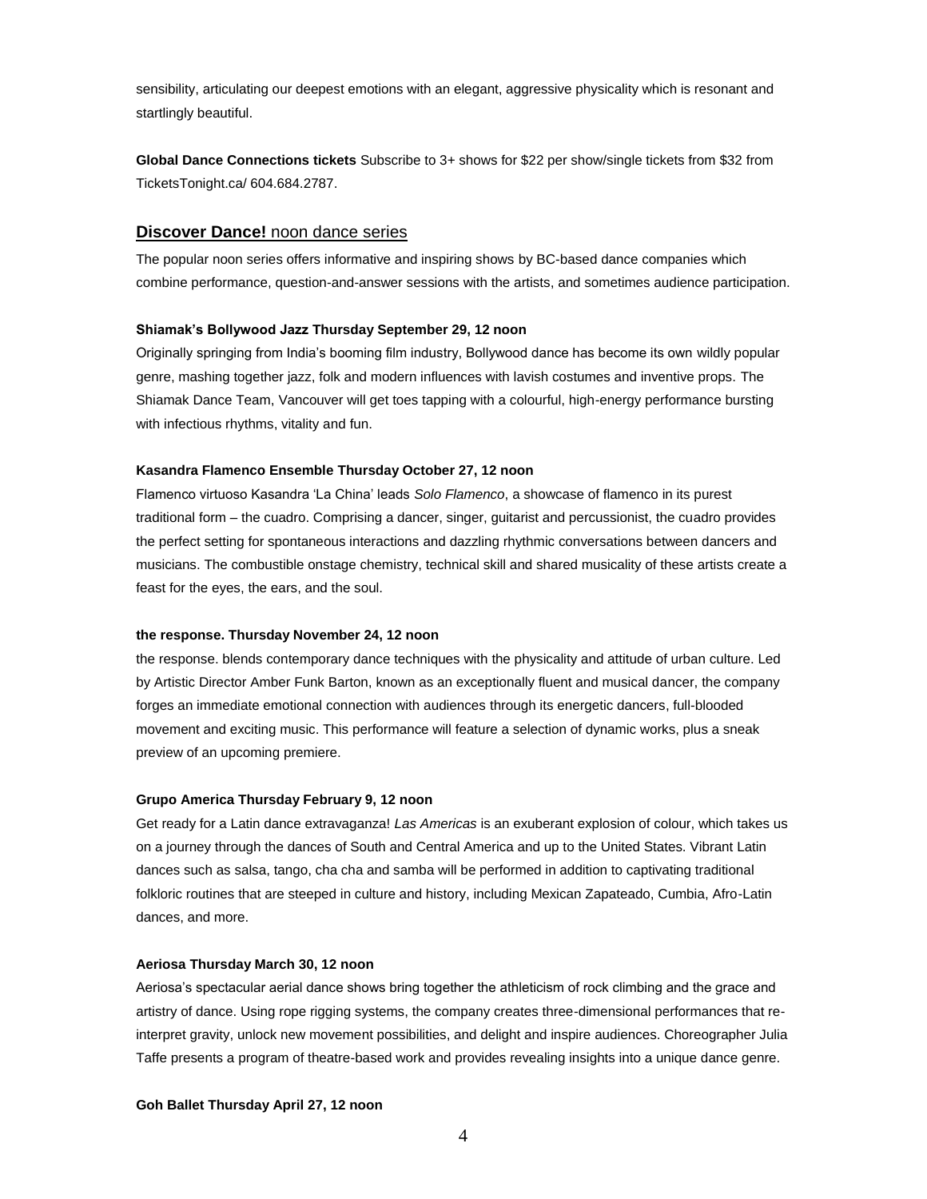sensibility, articulating our deepest emotions with an elegant, aggressive physicality which is resonant and startlingly beautiful.

**Global Dance Connections tickets** Subscribe to 3+ shows for $22 per show/single tickets from $32 from TicketsTonight.ca/ 604.684.2787.

## **Discover Dance!** noon dance series

The popular noon series offers informative and inspiring shows by BC-based dance companies which combine performance, question-and-answer sessions with the artists, and sometimes audience participation.

**Shiamak's Bollywood Jazz Thursday September 29, 12 noon**

Originally springing from India's booming film industry, Bollywood dance has become its own wildly popular genre, mashing together jazz, folk and modern influences with lavish costumes and inventive props. The Shiamak Dance Team, Vancouver will get toes tapping with a colourful, high-energy performance bursting with infectious rhythms, vitality and fun.

**Kasandra Flamenco Ensemble Thursday October 27, 12 noon**

Flamenco virtuoso Kasandra 'La China' leads *Solo Flamenco*, a showcase of flamenco in its purest traditional form – the cuadro. Comprising a dancer, singer, guitarist and percussionist, the cuadro provides the perfect setting for spontaneous interactions and dazzling rhythmic conversations between dancers and musicians. The combustible onstage chemistry, technical skill and shared musicality of these artists create a feast for the eyes, the ears, and the soul.

**the response. Thursday November 24, 12 noon**

the response. blends contemporary dance techniques with the physicality and attitude of urban culture. Led by Artistic Director Amber Funk Barton, known as an exceptionally fluent and musical dancer, the company forges an immediate emotional connection with audiences through its energetic dancers, full-blooded movement and exciting music. This performance will feature a selection of dynamic works, plus a sneak preview of an upcoming premiere.

**Grupo America Thursday February 9, 12 noon**

Get ready for a Latin dance extravaganza! *Las Americas* is an exuberant explosion of colour, which takes us on a journey through the dances of South and Central America and up to the United States. Vibrant Latin dances such as salsa, tango, cha cha and samba will be performed in addition to captivating traditional folkloric routines that are steeped in culture and history, including Mexican Zapateado, Cumbia, Afro-Latin dances, and more.

**Aeriosa Thursday March 30, 12 noon**

Aeriosa's spectacular aerial dance shows bring together the athleticism of rock climbing and the grace and artistry of dance. Using rope rigging systems, the company creates three-dimensional performances that re-interpret gravity, unlock new movement possibilities, and delight and inspire audiences. Choreographer Julia Taffe presents a program of theatre-based work and provides revealing insights into a unique dance genre.

**Goh Ballet Thursday April 27, 12 noon**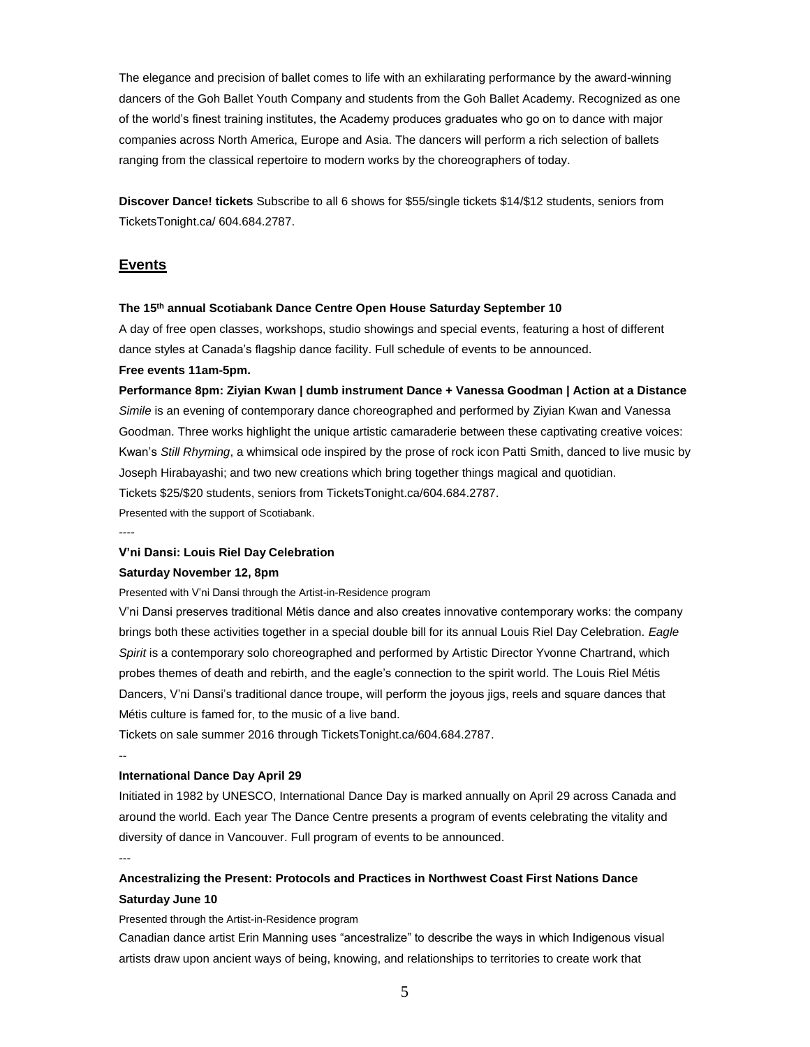The elegance and precision of ballet comes to life with an exhilarating performance by the award-winning dancers of the Goh Ballet Youth Company and students from the Goh Ballet Academy. Recognized as one of the world's finest training institutes, the Academy produces graduates who go on to dance with major companies across North America, Europe and Asia. The dancers will perform a rich selection of ballets ranging from the classical repertoire to modern works by the choreographers of today.

**Discover Dance! tickets** Subscribe to all 6 shows for $55/single tickets $14/$12 students, seniors from TicketsTonight.ca/ 604.684.2787.

## Events

**The 15th annual Scotiabank Dance Centre Open House Saturday September 10**

A day of free open classes, workshops, studio showings and special events, featuring a host of different dance styles at Canada's flagship dance facility. Full schedule of events to be announced.

**Free events 11am-5pm.**

**Performance 8pm: Ziyian Kwan | dumb instrument Dance + Vanessa Goodman | Action at a Distance**

*Simile* is an evening of contemporary dance choreographed and performed by Ziyian Kwan and Vanessa Goodman. Three works highlight the unique artistic camaraderie between these captivating creative voices: Kwan's *Still Rhyming*, a whimsical ode inspired by the prose of rock icon Patti Smith, danced to live music by Joseph Hirabayashi; and two new creations which bring together things magical and quotidian.

Tickets $25/$20 students, seniors from TicketsTonight.ca/604.684.2787.

Presented with the support of Scotiabank.

----

**V'ni Dansi: Louis Riel Day Celebration**

**Saturday November 12, 8pm**

Presented with V'ni Dansi through the Artist-in-Residence program

V'ni Dansi preserves traditional Métis dance and also creates innovative contemporary works: the company brings both these activities together in a special double bill for its annual Louis Riel Day Celebration. *Eagle Spirit* is a contemporary solo choreographed and performed by Artistic Director Yvonne Chartrand, which probes themes of death and rebirth, and the eagle's connection to the spirit world. The Louis Riel Métis Dancers, V'ni Dansi's traditional dance troupe, will perform the joyous jigs, reels and square dances that Métis culture is famed for, to the music of a live band.

Tickets on sale summer 2016 through TicketsTonight.ca/604.684.2787.

--

**International Dance Day April 29**

Initiated in 1982 by UNESCO, International Dance Day is marked annually on April 29 across Canada and around the world. Each year The Dance Centre presents a program of events celebrating the vitality and diversity of dance in Vancouver. Full program of events to be announced.

---

**Ancestralizing the Present: Protocols and Practices in Northwest Coast First Nations Dance**

**Saturday June 10**

Presented through the Artist-in-Residence program

Canadian dance artist Erin Manning uses "ancestralize" to describe the ways in which Indigenous visual artists draw upon ancient ways of being, knowing, and relationships to territories to create work that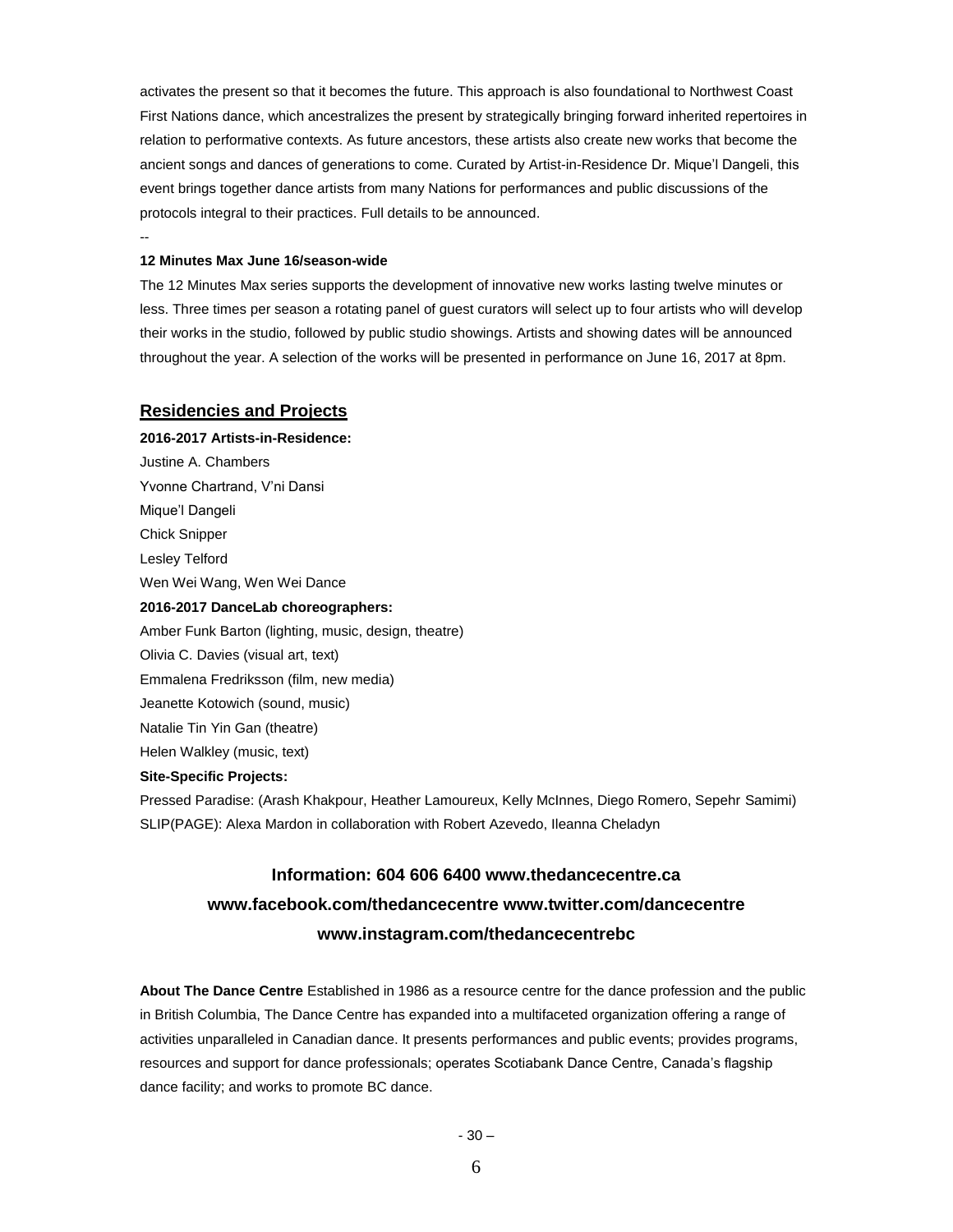activates the present so that it becomes the future. This approach is also foundational to Northwest Coast First Nations dance, which ancestralizes the present by strategically bringing forward inherited repertoires in relation to performative contexts. As future ancestors, these artists also create new works that become the ancient songs and dances of generations to come. Curated by Artist-in-Residence Dr. Mique'l Dangeli, this event brings together dance artists from many Nations for performances and public discussions of the protocols integral to their practices. Full details to be announced.

--

**12 Minutes Max June 16/season-wide**

The 12 Minutes Max series supports the development of innovative new works lasting twelve minutes or less. Three times per season a rotating panel of guest curators will select up to four artists who will develop their works in the studio, followed by public studio showings. Artists and showing dates will be announced throughout the year. A selection of the works will be presented in performance on June 16, 2017 at 8pm.

## Residencies and Projects

**2016-2017 Artists-in-Residence:**

Justine A. Chambers
Yvonne Chartrand, V'ni Dansi
Mique'l Dangeli
Chick Snipper
Lesley Telford
Wen Wei Wang, Wen Wei Dance

**2016-2017 DanceLab choreographers:**

Amber Funk Barton (lighting, music, design, theatre)
Olivia C. Davies (visual art, text)
Emmalena Fredriksson (film, new media)
Jeanette Kotowich (sound, music)
Natalie Tin Yin Gan (theatre)
Helen Walkley (music, text)

**Site-Specific Projects:**

Pressed Paradise: (Arash Khakpour, Heather Lamoureux, Kelly McInnes, Diego Romero, Sepehr Samimi)
SLIP(PAGE): Alexa Mardon in collaboration with Robert Azevedo, Ileanna Cheladyn

**Information: 604 606 6400 www.thedancecentre.ca**
**www.facebook.com/thedancecentre www.twitter.com/dancecentre**
**www.instagram.com/thedancecentrebc**

**About The Dance Centre** Established in 1986 as a resource centre for the dance profession and the public in British Columbia, The Dance Centre has expanded into a multifaceted organization offering a range of activities unparalleled in Canadian dance. It presents performances and public events; provides programs, resources and support for dance professionals; operates Scotiabank Dance Centre, Canada's flagship dance facility; and works to promote BC dance.

- 30 –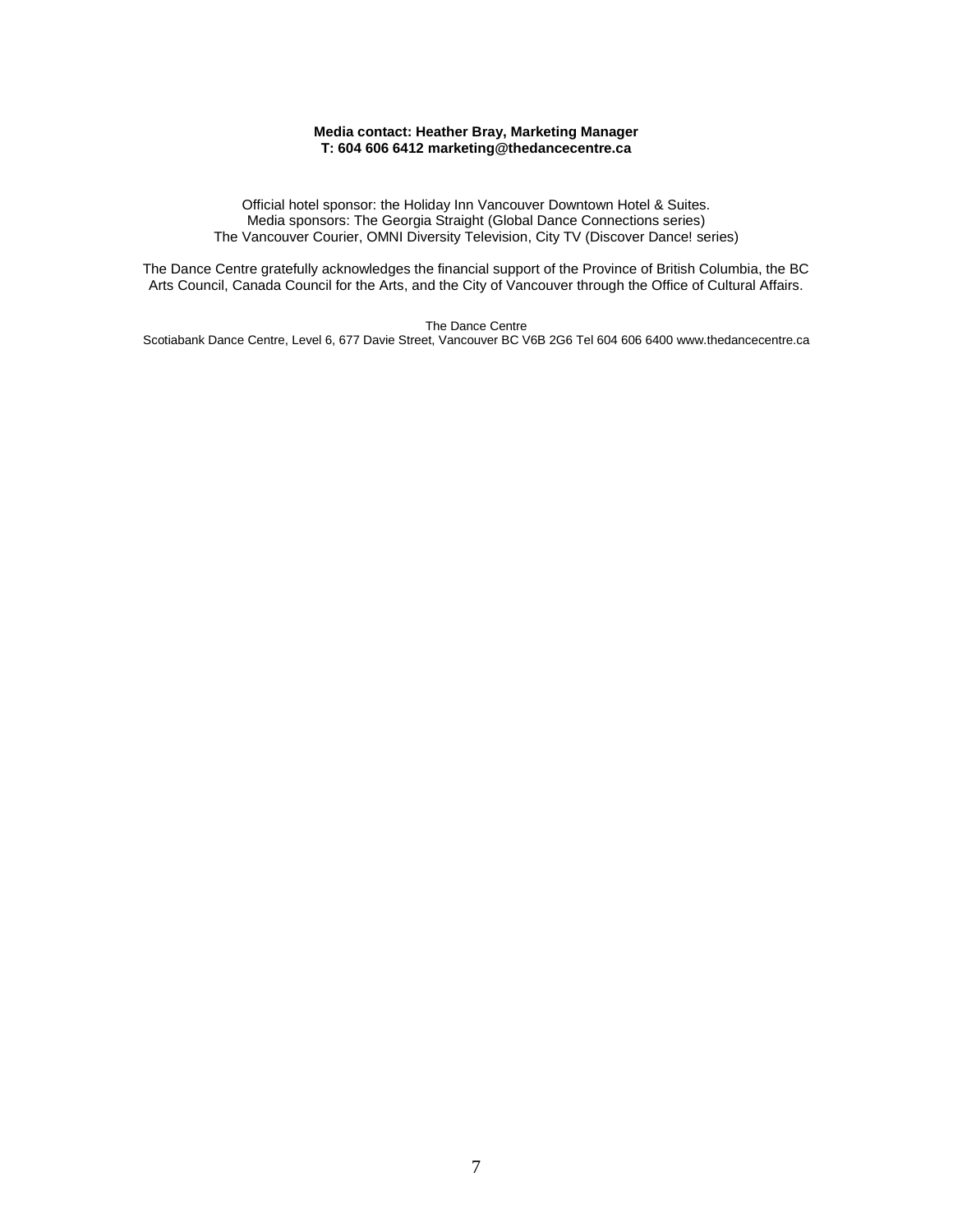**Media contact: Heather Bray, Marketing Manager**
**T: 604 606 6412 marketing@thedancecentre.ca**

Official hotel sponsor: the Holiday Inn Vancouver Downtown Hotel & Suites.
Media sponsors: The Georgia Straight (Global Dance Connections series)
The Vancouver Courier, OMNI Diversity Television, City TV (Discover Dance! series)

The Dance Centre gratefully acknowledges the financial support of the Province of British Columbia, the BC Arts Council, Canada Council for the Arts, and the City of Vancouver through the Office of Cultural Affairs.

The Dance Centre
Scotiabank Dance Centre, Level 6, 677 Davie Street, Vancouver BC V6B 2G6 Tel 604 606 6400 www.thedancecentre.ca